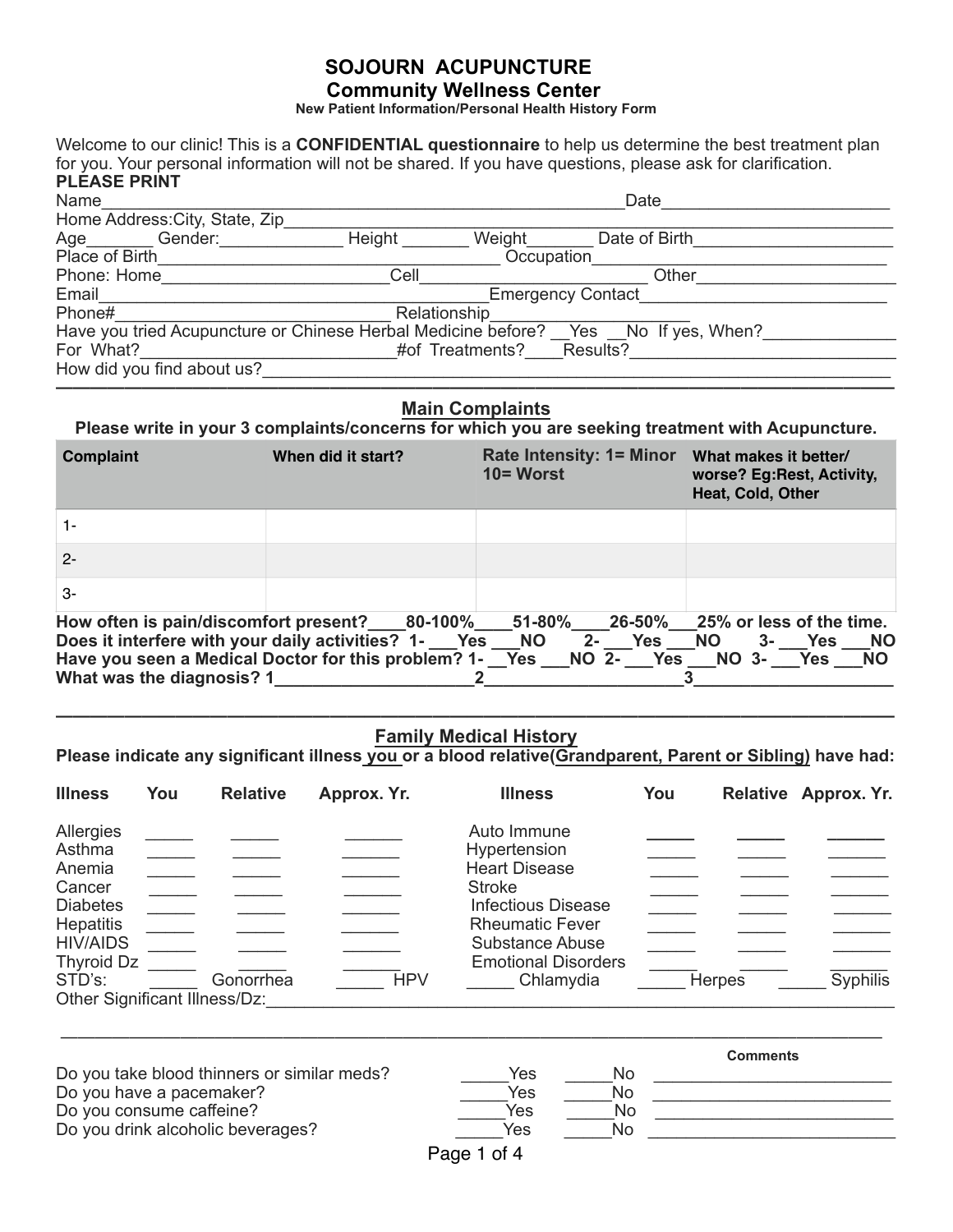# SOJOURN ACUPUNCTURE

## Community Wellness Center

**New Patient Information/Personal Health History Form**

Welcome to our clinic! This is a **CONFIDENTIAL questionnaire** to help us determine the best treatment plan for you. Your personal information will not be shared. If you have questions, please ask for clarification.

**PLEASE PRINT**

Name________________________________________________________Date_______________________

Home Address:City, State, Zip_____________________________________________________________

Age_______ Gender:_____________ Height _______ Weight_______ Date of Birth_____________________

Place of Birth_________________________________ Occupation______________________________

Phone: Home_______________________Cell________________________ Other____________________

Email______________________________________Emergency Contact__________________________

Phone#____________________________ Relationship____________________

Have you tried Acupuncture or Chinese Herbal Medicine before? __Yes __No If yes, When?_____________

For What?___________________________#of Treatments?____Results?____________________________

How did you find about us?___________________________________________________________________

## Main Complaints

**Please write in your 3 complaints/concerns for which you are seeking treatment with Acupuncture.**

| Complaint | When did it start? | Rate Intensity: 1= Minor 10= Worst | What makes it better/ worse? Eg:Rest, Activity, Heat, Cold, Other |
|---|---|---|---|
| 1- | | | |
| 2- | | | |
| 3- | | | |

**How often is pain/discomfort present?____80-100%____51-80%____26-50%___25% or less of the time.**

**Does it interfere with your daily activities? 1- ___Yes ___NO 2- ___Yes ___NO 3- ___Yes ___NO**

**Have you seen a Medical Doctor for this problem? 1- __Yes ___NO 2- ___Yes ___NO 3- ___Yes ___NO**

**What was the diagnosis? 1_____________________2____________________3____________________**

## Family Medical History

**Please indicate any significant illness you or a blood relative(Grandparent, Parent or Sibling) have had:**

| Illness | You | Relative | Approx. Yr. | Illness | You | Relative | Approx. Yr. |
|---|---|---|---|---|---|---|---|
| Allergies | _____ | _____ | ______ | Auto Immune | _____ | _____ | ______ |
| Asthma | _____ | _____ | ______ | Hypertension | _____ | _____ | ______ |
| Anemia | _____ | _____ | ______ | Heart Disease | _____ | _____ | ______ |
| Cancer | _____ | _____ | ______ | Stroke | _____ | _____ | ______ |
| Diabetes | _____ | _____ | ______ | Infectious Disease | _____ | _____ | ______ |
| Hepatitis | _____ | _____ | ______ | Rheumatic Fever | _____ | _____ | ______ |
| HIV/AIDS | _____ | _____ | ______ | Substance Abuse | _____ | _____ | ______ |
| Thyroid Dz | _____ | _____ | ______ | Emotional Disorders | _____ | _____ | ______ |

STD's: _____ Gonorrhea _____ HPV _____ Chlamydia _____ Herpes _____ Syphilis

Other Significant Illness/Dz:___________________________________________________________________

______________________________________________________________________________________

| | | | Comments |
|---|---|---|---|
| Do you take blood thinners or similar meds? | _____Yes | _____No | _______________________ |
| Do you have a pacemaker? | _____Yes | _____No | _______________________ |
| Do you consume caffeine? | _____Yes | _____No | _______________________ |
| Do you drink alcoholic beverages? | _____Yes | _____No | _______________________ |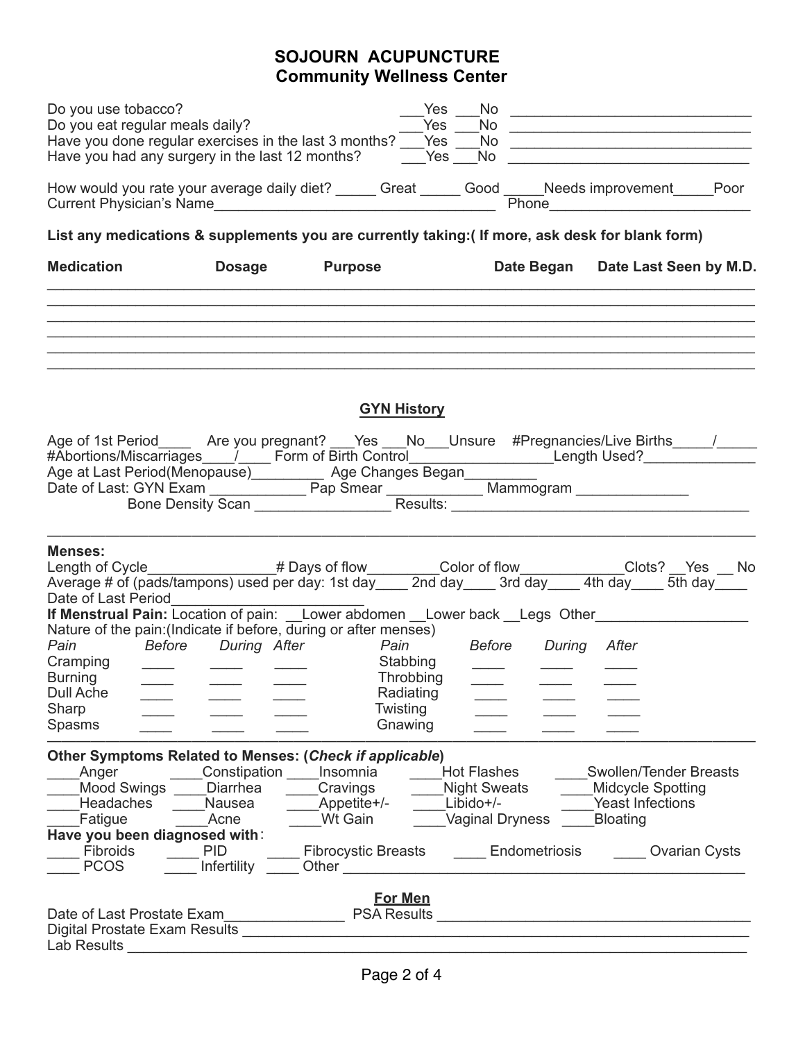# SOJOURN ACUPUNCTURE
## Community Wellness Center

Do you use tobacco? ___Yes ___No ______________________________

Do you eat regular meals daily? ___Yes ___No ______________________________

Have you done regular exercises in the last 3 months? ___Yes ___No ______________________________

Have you had any surgery in the last 12 months? ___Yes ___No ______________________________

How would you rate your average daily diet? _____ Great _____ Good _____Needs improvement_____Poor

Current Physician's Name___________________________________ Phone________________________

**List any medications & supplements you are currently taking:( If more, ask desk for blank form)**

| Medication | Dosage | Purpose | Date Began | Date Last Seen by M.D. |
|---|---|---|---|---|
| | | | | |
| | | | | |
| | | | | |
| | | | | |
| | | | | |
| | | | | |

### GYN History

Age of 1st Period____ Are you pregnant? ___Yes ___No___Unsure #Pregnancies/Live Births_____/_____

#Abortions/Miscarriages____/____ Form of Birth Control__________________Length Used?______________

Age at Last Period(Menopause)_________ Age Changes Began_________

Date of Last: GYN Exam ____________ Pap Smear ____________ Mammogram ______________

Bone Density Scan _________________ Results: _____________________________________

**Menses:**

Length of Cycle________________# Days of flow_________Color of flow_____________Clots? __Yes __ No

Average # of (pads/tampons) used per day: 1st day____ 2nd day____ 3rd day____ 4th day____ 5th day____

Date of Last Period________________________

**If Menstrual Pain:** Location of pain: __Lower abdomen __Lower back __Legs Other___________________

Nature of the pain:(Indicate if before, during or after menses)

| *Pain* | *Before* | *During* | *After* | *Pain* | *Before* | *During* | *After* |
|---|---|---|---|---|---|---|---|
| Cramping | ____ | ____ | ____ | Stabbing | ____ | ____ | ____ |
| Burning | ____ | ____ | ____ | Throbbing | ____ | ____ | ____ |
| Dull Ache | ____ | ____ | ____ | Radiating | ____ | ____ | ____ |
| Sharp | ____ | ____ | ____ | Twisting | ____ | ____ | ____ |
| Spasms | ____ | ____ | ____ | Gnawing | ____ | ____ | ____ |

**Other Symptoms Related to Menses: (*Check if applicable*)**

| | | | | |
|---|---|---|---|---|
| ____Anger | ____Constipation | ____Insomnia | ____Hot Flashes | ____Swollen/Tender Breasts |
| ____Mood Swings | ____Diarrhea | ____Cravings | ____Night Sweats | ____Midcycle Spotting |
| ____Headaches | ____Nausea | ____Appetite+/- | ____Libido+/- | ____Yeast Infections |
| ____Fatigue | ____Acne | ____Wt Gain | ____Vaginal Dryness | ____Bloating |

**Have you been diagnosed with**:

____ Fibroids ____ PID ____ Fibrocystic Breasts ____ Endometriosis ____ Ovarian Cysts

____ PCOS ____ Infertility ____ Other ________________________________________________

### For Men

Date of Last Prostate Exam_______________ PSA Results ______________________________________

Digital Prostate Exam Results __________________________________________________________

Lab Results _______________________________________________________________________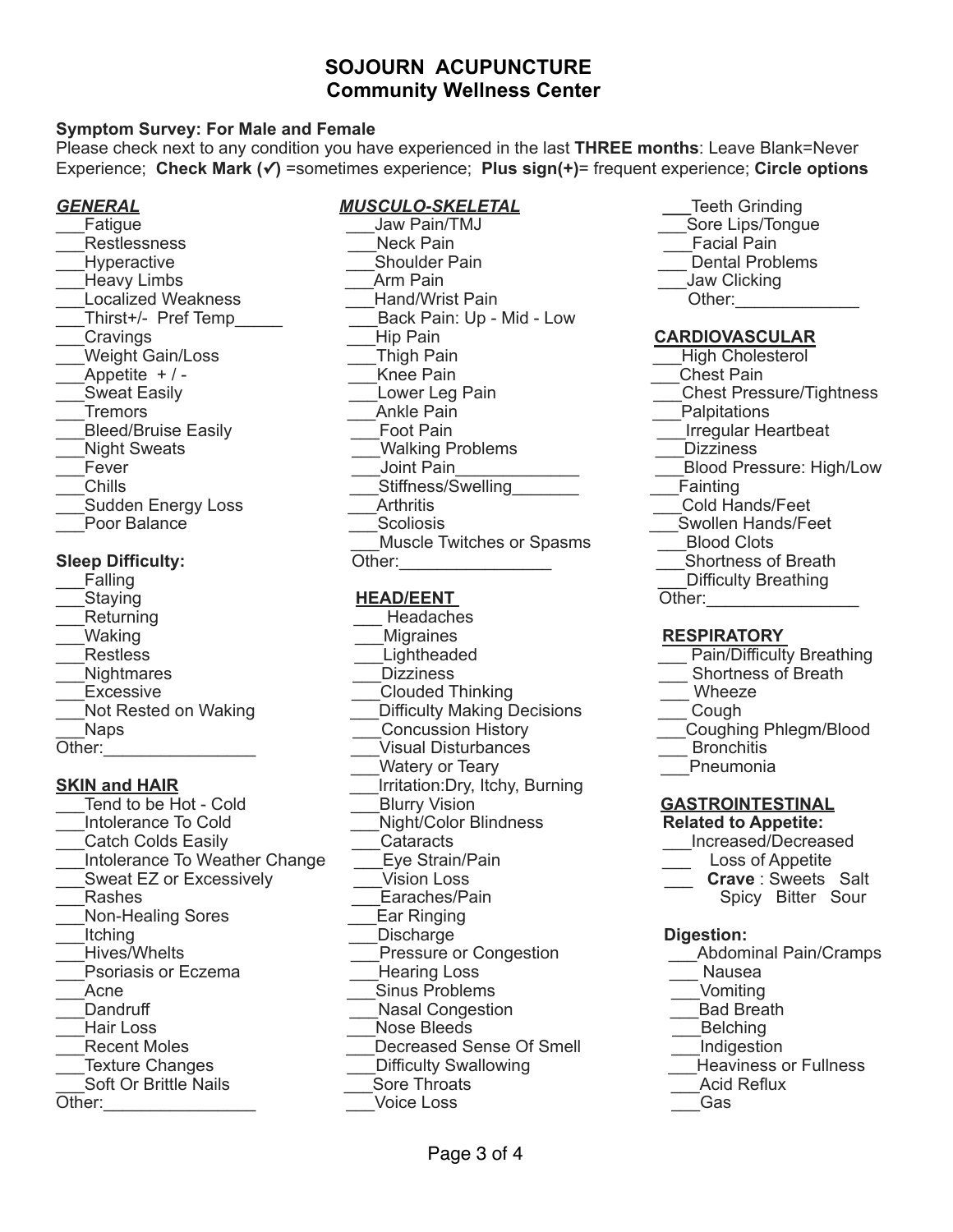# SOJOURN ACUPUNCTURE
## Community Wellness Center

**Symptom Survey: For Male and Female**

Please check next to any condition you have experienced in the last **THREE months**: Leave Blank=Never Experience; **Check Mark (✓)** =sometimes experience; **Plus sign(+)**= frequent experience; **Circle options**

### ***GENERAL***

___Fatigue
___Restlessness
___Hyperactive
___Heavy Limbs
___Localized Weakness
___Thirst+/- Pref Temp_____
___Cravings
___Weight Gain/Loss
___Appetite + / -
___Sweat Easily
___Tremors
___Bleed/Bruise Easily
___Night Sweats
___Fever
___Chills
___Sudden Energy Loss
___Poor Balance

**Sleep Difficulty:**

___Falling
___Staying
___Returning
___Waking
___Restless
___Nightmares
___Excessive
___Not Rested on Waking
___Naps
Other:________________

### **SKIN and HAIR**

___Tend to be Hot - Cold
___Intolerance To Cold
___Catch Colds Easily
___Intolerance To Weather Change
___Sweat EZ or Excessively
___Rashes
___Non-Healing Sores
___Itching
___Hives/Whelts
___Psoriasis or Eczema
___Acne
___Dandruff
___Hair Loss
___Recent Moles
___Texture Changes
___Soft Or Brittle Nails
Other:________________

### ***MUSCULO-SKELETAL***

___Jaw Pain/TMJ
___Neck Pain
___Shoulder Pain
___Arm Pain
___Hand/Wrist Pain
___Back Pain: Up - Mid - Low
___Hip Pain
___Thigh Pain
___Knee Pain
___Lower Leg Pain
___Ankle Pain
___Foot Pain
___Walking Problems
___Joint Pain_____________
___Stiffness/Swelling_______
___Arthritis
___Scoliosis
___Muscle Twitches or Spasms
Other:________________

### **HEAD/EENT**

___ Headaches
___Migraines
___Lightheaded
___Dizziness
___Clouded Thinking
___Difficulty Making Decisions
___Concussion History
___Visual Disturbances
___Watery or Teary
___Irritation:Dry, Itchy, Burning
___Blurry Vision
___Night/Color Blindness
___Cataracts
___Eye Strain/Pain
___Vision Loss
___Earaches/Pain
___Ear Ringing
___Discharge
___Pressure or Congestion
___Hearing Loss
___Sinus Problems
___Nasal Congestion
___Nose Bleeds
___Decreased Sense Of Smell
___Difficulty Swallowing
___Sore Throats
___Voice Loss
___Teeth Grinding
___Sore Lips/Tongue
___Facial Pain
___ Dental Problems
___Jaw Clicking
Other:_____________

### **CARDIOVASCULAR**

___High Cholesterol
___Chest Pain
___Chest Pressure/Tightness
___Palpitations
___Irregular Heartbeat
___Dizziness
___Blood Pressure: High/Low
___Fainting
___Cold Hands/Feet
___Swollen Hands/Feet
___Blood Clots
___Shortness of Breath
___Difficulty Breathing
Other:________________

### **RESPIRATORY**

___ Pain/Difficulty Breathing
___ Shortness of Breath
___ Wheeze
___ Cough
___Coughing Phlegm/Blood
___ Bronchitis
___Pneumonia

### **GASTROINTESTINAL**

**Related to Appetite:**

___Increased/Decreased
___ Loss of Appetite
___ **Crave** : Sweets Salt Spicy Bitter Sour

**Digestion:**

___Abdominal Pain/Cramps
___ Nausea
___Vomiting
___Bad Breath
___Belching
___Indigestion
___Heaviness or Fullness
___Acid Reflux
___Gas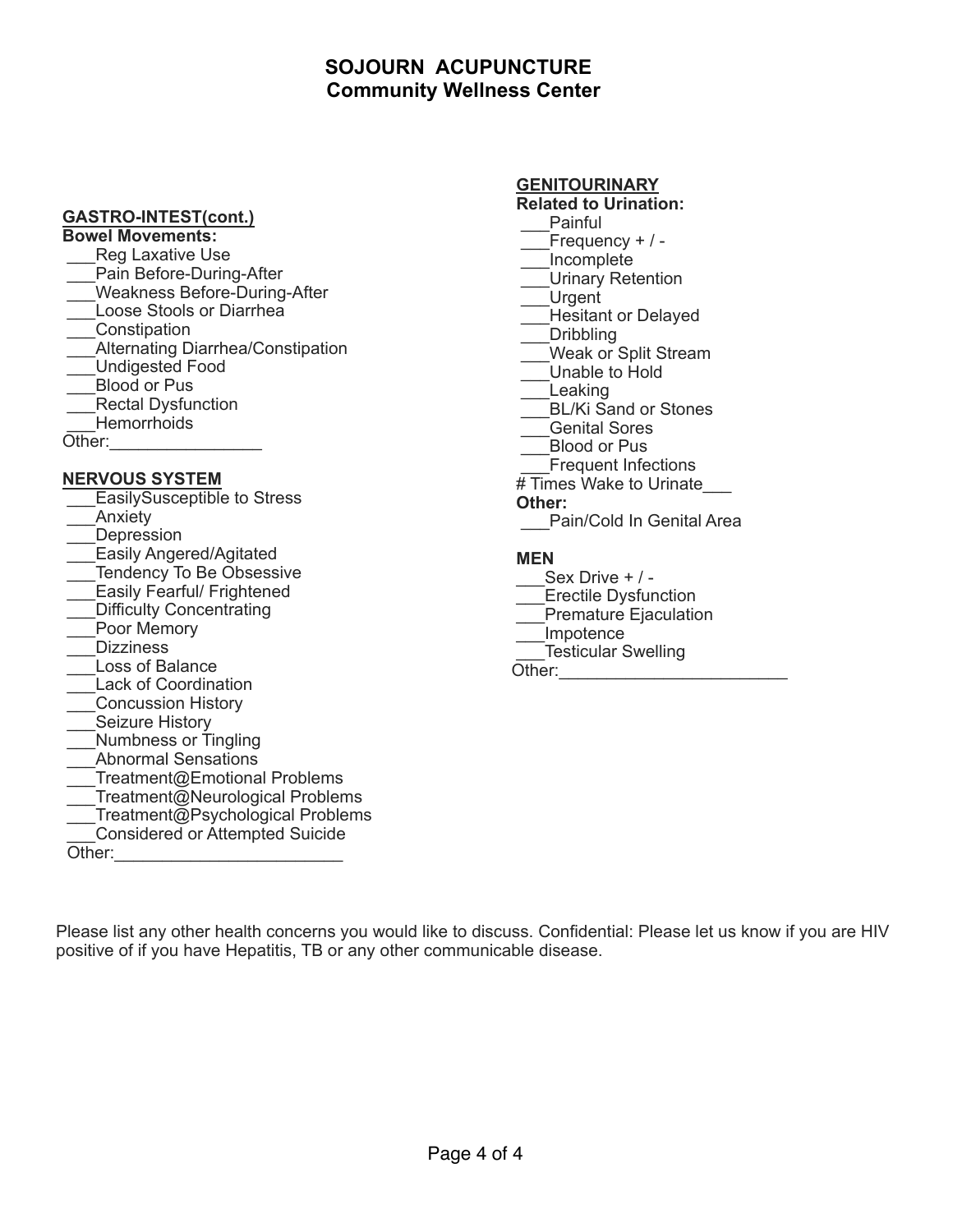# SOJOURN ACUPUNCTURE
## Community Wellness Center

**GASTRO-INTEST(cont.)**

**Bowel Movements:**

___Reg Laxative Use
___Pain Before-During-After
___Weakness Before-During-After
___Loose Stools or Diarrhea
___Constipation
___Alternating Diarrhea/Constipation
___Undigested Food
___Blood or Pus
___Rectal Dysfunction
___Hemorrhoids
Other:________________

**NERVOUS SYSTEM**

___EasilySusceptible to Stress
___Anxiety
___Depression
___Easily Angered/Agitated
___Tendency To Be Obsessive
___Easily Fearful/ Frightened
___Difficulty Concentrating
___Poor Memory
___Dizziness
___Loss of Balance
___Lack of Coordination
___Concussion History
___Seizure History
___Numbness or Tingling
___Abnormal Sensations
___Treatment@Emotional Problems
___Treatment@Neurological Problems
___Treatment@Psychological Problems
___Considered or Attempted Suicide
Other:________________________

**GENITOURINARY**

**Related to Urination:**

___Painful
___Frequency + / -
___Incomplete
___Urinary Retention
___Urgent
___Hesitant or Delayed
___Dribbling
___Weak or Split Stream
___Unable to Hold
___Leaking
___BL/Ki Sand or Stones
___Genital Sores
___Blood or Pus
___Frequent Infections
# Times Wake to Urinate___

**Other:**

___Pain/Cold In Genital Area

**MEN**

___Sex Drive + / -
___Erectile Dysfunction
___Premature Ejaculation
___Impotence
___Testicular Swelling
Other:________________________

Please list any other health concerns you would like to discuss. Confidential: Please let us know if you are HIV positive of if you have Hepatitis, TB or any other communicable disease.